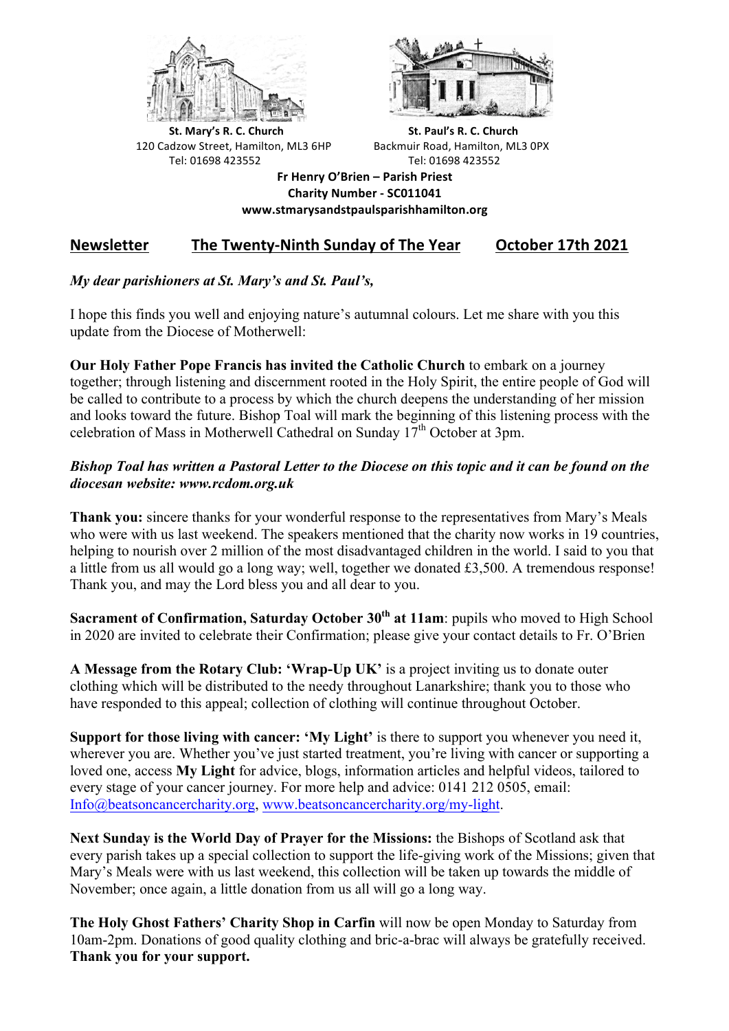St. Mary's R. C. Church
120 Cadzow Street, Hamilton, ML3 6HP
Tel: 01698 423552

St. Paul's R. C. Church
Backmuir Road, Hamilton, ML3 0PX
Tel: 01698 423552

**Fr Henry O'Brien – Parish Priest**
**Charity Number - SC011041**
**www.stmarysandstpaulsparishhamilton.org**

## Newsletter The Twenty-Ninth Sunday of The Year October 17th 2021

*My dear parishioners at St. Mary's and St. Paul's,*

I hope this finds you well and enjoying nature's autumnal colours. Let me share with you this update from the Diocese of Motherwell:

**Our Holy Father Pope Francis has invited the Catholic Church** to embark on a journey together; through listening and discernment rooted in the Holy Spirit, the entire people of God will be called to contribute to a process by which the church deepens the understanding of her mission and looks toward the future. Bishop Toal will mark the beginning of this listening process with the celebration of Mass in Motherwell Cathedral on Sunday 17th October at 3pm.

***Bishop Toal has written a Pastoral Letter to the Diocese on this topic and it can be found on the diocesan website: www.rcdom.org.uk***

**Thank you:** sincere thanks for your wonderful response to the representatives from Mary's Meals who were with us last weekend. The speakers mentioned that the charity now works in 19 countries, helping to nourish over 2 million of the most disadvantaged children in the world. I said to you that a little from us all would go a long way; well, together we donated £3,500. A tremendous response! Thank you, and may the Lord bless you and all dear to you.

**Sacrament of Confirmation, Saturday October 30th at 11am**: pupils who moved to High School in 2020 are invited to celebrate their Confirmation; please give your contact details to Fr. O'Brien

**A Message from the Rotary Club: 'Wrap-Up UK'** is a project inviting us to donate outer clothing which will be distributed to the needy throughout Lanarkshire; thank you to those who have responded to this appeal; collection of clothing will continue throughout October.

**Support for those living with cancer: 'My Light'** is there to support you whenever you need it, wherever you are. Whether you've just started treatment, you're living with cancer or supporting a loved one, access **My Light** for advice, blogs, information articles and helpful videos, tailored to every stage of your cancer journey. For more help and advice: 0141 212 0505, email: Info@beatsoncancercharity.org, www.beatsoncancercharity.org/my-light.

**Next Sunday is the World Day of Prayer for the Missions:** the Bishops of Scotland ask that every parish takes up a special collection to support the life-giving work of the Missions; given that Mary's Meals were with us last weekend, this collection will be taken up towards the middle of November; once again, a little donation from us all will go a long way.

**The Holy Ghost Fathers' Charity Shop in Carfin** will now be open Monday to Saturday from 10am-2pm. Donations of good quality clothing and bric-a-brac will always be gratefully received. **Thank you for your support.**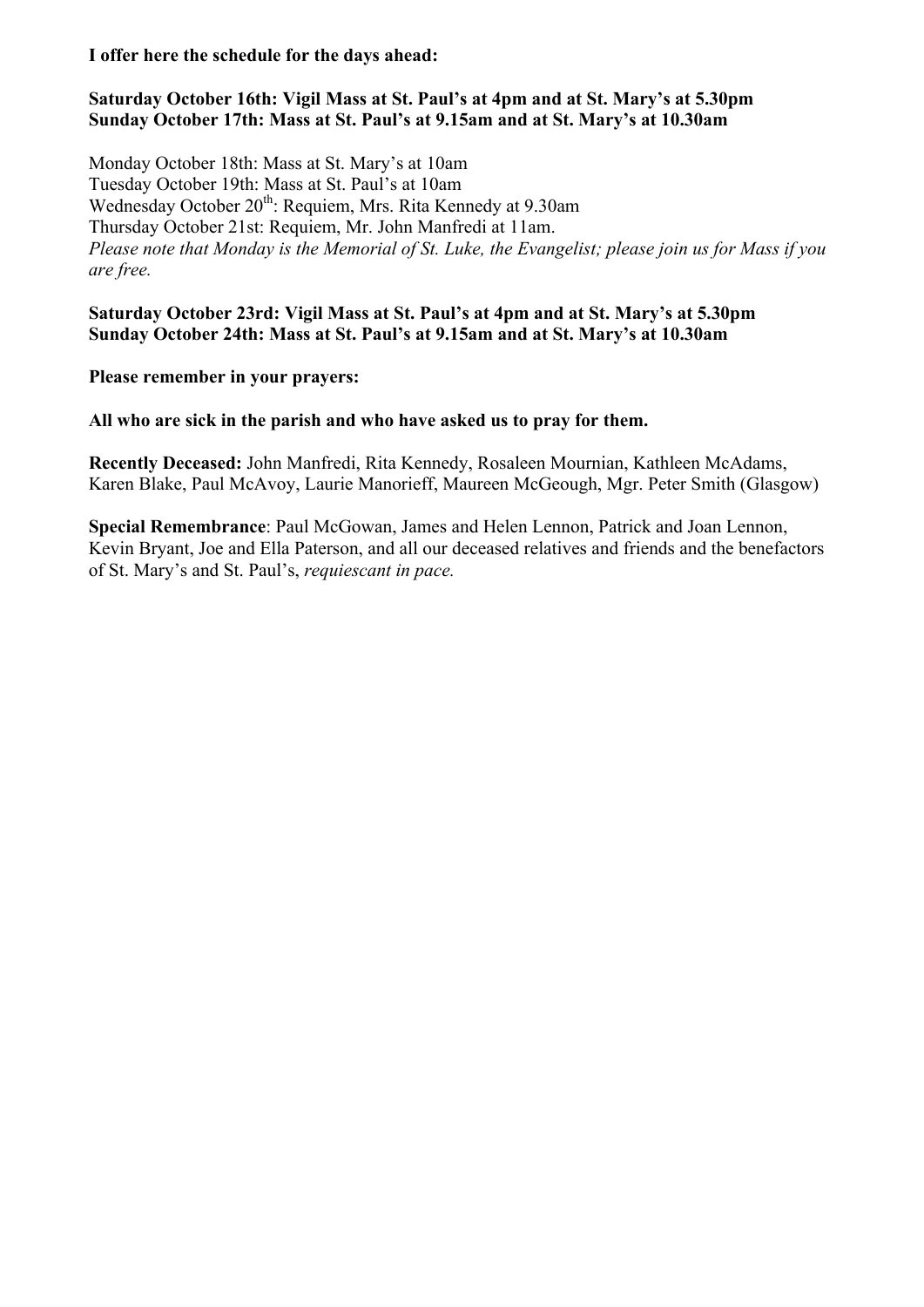**I offer here the schedule for the days ahead:**

**Saturday October 16th: Vigil Mass at St. Paul's at 4pm and at St. Mary's at 5.30pm**
**Sunday October 17th: Mass at St. Paul's at 9.15am and at St. Mary's at 10.30am**

Monday October 18th: Mass at St. Mary's at 10am
Tuesday October 19th: Mass at St. Paul's at 10am
Wednesday October 20th: Requiem, Mrs. Rita Kennedy at 9.30am
Thursday October 21st: Requiem, Mr. John Manfredi at 11am.
*Please note that Monday is the Memorial of St. Luke, the Evangelist; please join us for Mass if you are free.*

**Saturday October 23rd: Vigil Mass at St. Paul's at 4pm and at St. Mary's at 5.30pm**
**Sunday October 24th: Mass at St. Paul's at 9.15am and at St. Mary's at 10.30am**

**Please remember in your prayers:**

**All who are sick in the parish and who have asked us to pray for them.**

**Recently Deceased:** John Manfredi, Rita Kennedy, Rosaleen Mournian, Kathleen McAdams, Karen Blake, Paul McAvoy, Laurie Manorieff, Maureen McGeough, Mgr. Peter Smith (Glasgow)

**Special Remembrance**: Paul McGowan, James and Helen Lennon, Patrick and Joan Lennon, Kevin Bryant, Joe and Ella Paterson, and all our deceased relatives and friends and the benefactors of St. Mary's and St. Paul's, *requiescant in pace.*